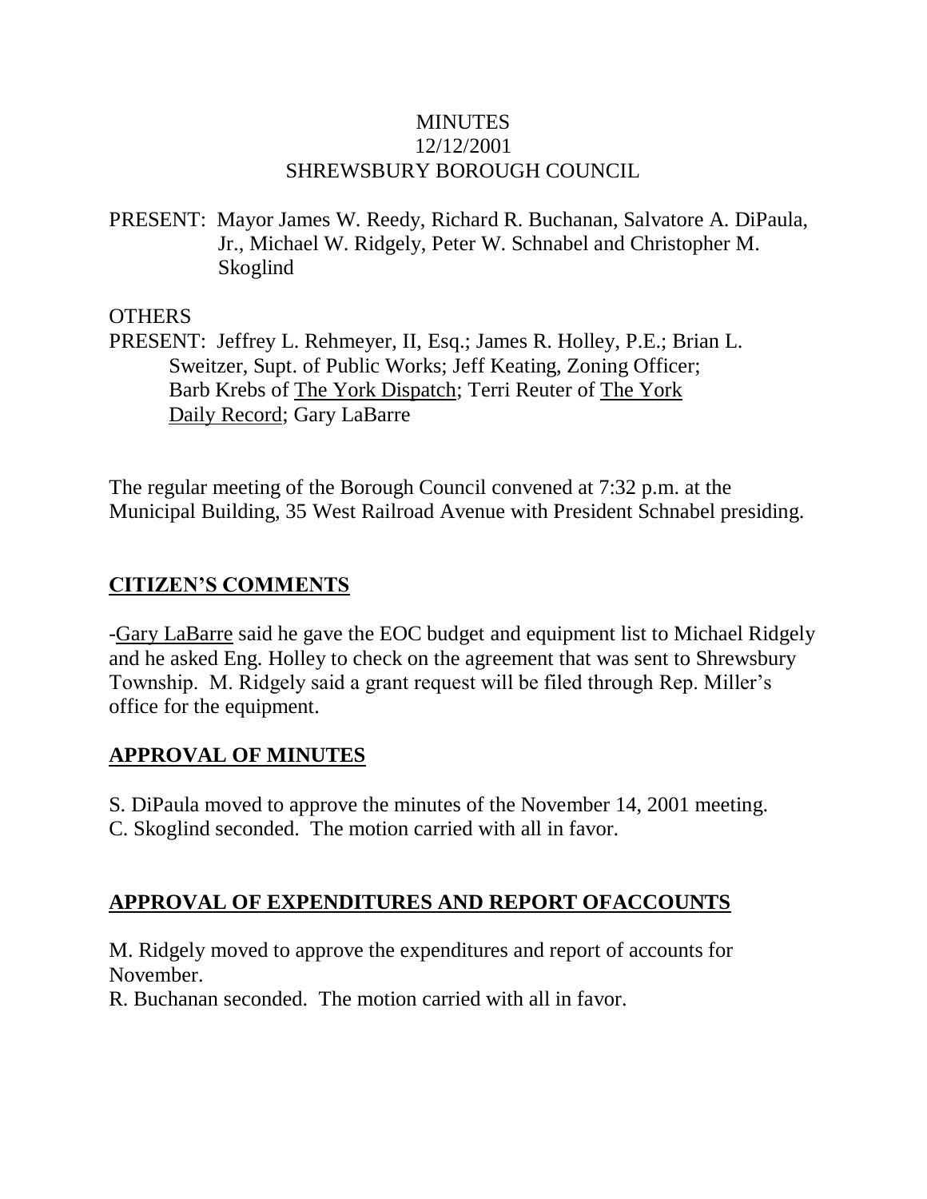MINUTES
12/12/2001
SHREWSBURY BOROUGH COUNCIL

PRESENT: Mayor James W. Reedy, Richard R. Buchanan, Salvatore A. DiPaula, Jr., Michael W. Ridgely, Peter W. Schnabel and Christopher M. Skoglind

OTHERS
PRESENT: Jeffrey L. Rehmeyer, II, Esq.; James R. Holley, P.E.; Brian L. Sweitzer, Supt. of Public Works; Jeff Keating, Zoning Officer; Barb Krebs of The York Dispatch; Terri Reuter of The York Daily Record; Gary LaBarre

The regular meeting of the Borough Council convened at 7:32 p.m. at the Municipal Building, 35 West Railroad Avenue with President Schnabel presiding.

## CITIZEN'S COMMENTS

-Gary LaBarre said he gave the EOC budget and equipment list to Michael Ridgely and he asked Eng. Holley to check on the agreement that was sent to Shrewsbury Township. M. Ridgely said a grant request will be filed through Rep. Miller's office for the equipment.

## APPROVAL OF MINUTES

S. DiPaula moved to approve the minutes of the November 14, 2001 meeting.
C. Skoglind seconded. The motion carried with all in favor.

## APPROVAL OF EXPENDITURES AND REPORT OFACCOUNTS

M. Ridgely moved to approve the expenditures and report of accounts for November.
R. Buchanan seconded. The motion carried with all in favor.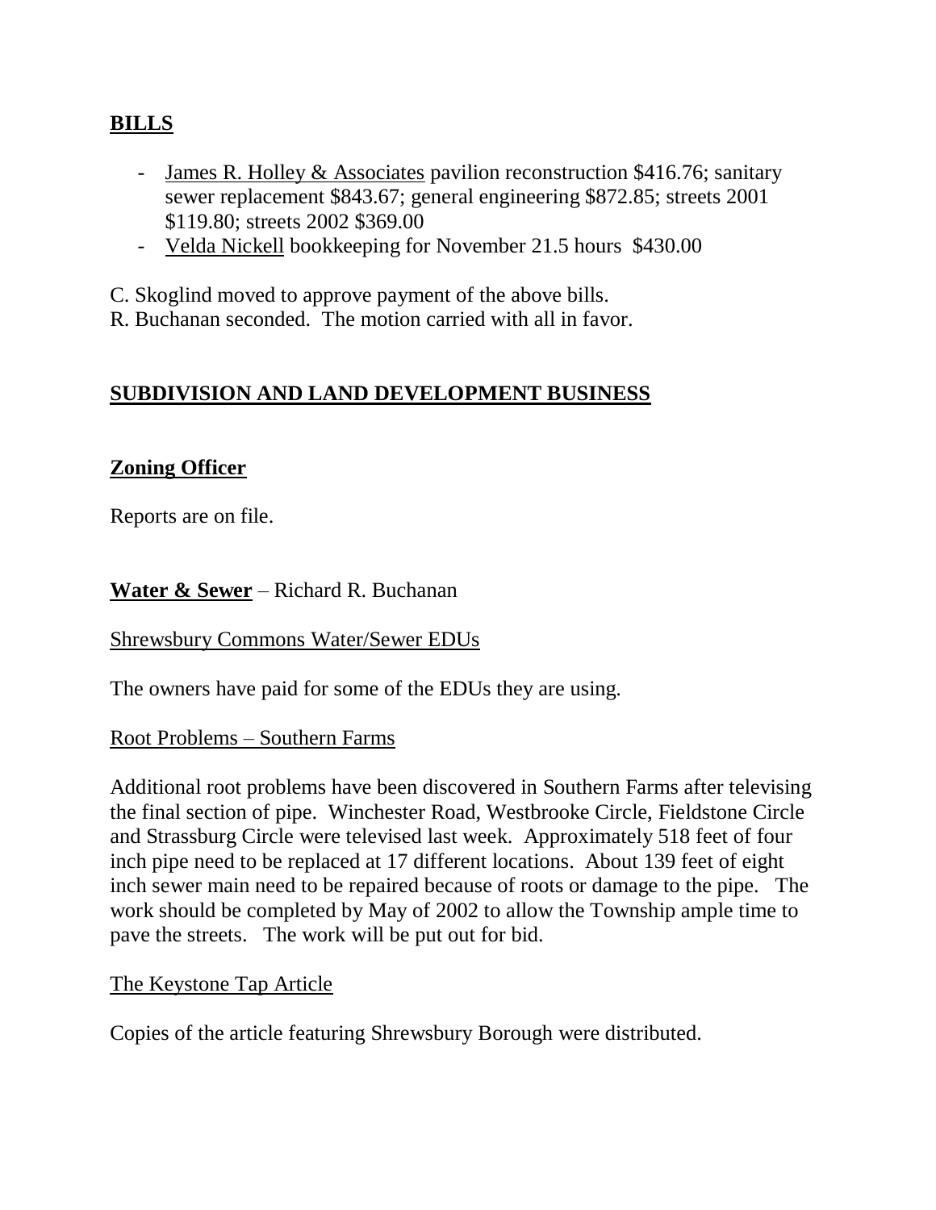## BILLS

- James R. Holley & Associates pavilion reconstruction $416.76; sanitary sewer replacement $843.67; general engineering $872.85; streets 2001 $119.80; streets 2002 $369.00
- Velda Nickell bookkeeping for November 21.5 hours $430.00

C. Skoglind moved to approve payment of the above bills.
R. Buchanan seconded. The motion carried with all in favor.

## SUBDIVISION AND LAND DEVELOPMENT BUSINESS

## Zoning Officer

Reports are on file.

**Water & Sewer** – Richard R. Buchanan

Shrewsbury Commons Water/Sewer EDUs

The owners have paid for some of the EDUs they are using.

Root Problems – Southern Farms

Additional root problems have been discovered in Southern Farms after televising the final section of pipe. Winchester Road, Westbrooke Circle, Fieldstone Circle and Strassburg Circle were televised last week. Approximately 518 feet of four inch pipe need to be replaced at 17 different locations. About 139 feet of eight inch sewer main need to be repaired because of roots or damage to the pipe. The work should be completed by May of 2002 to allow the Township ample time to pave the streets. The work will be put out for bid.

The Keystone Tap Article

Copies of the article featuring Shrewsbury Borough were distributed.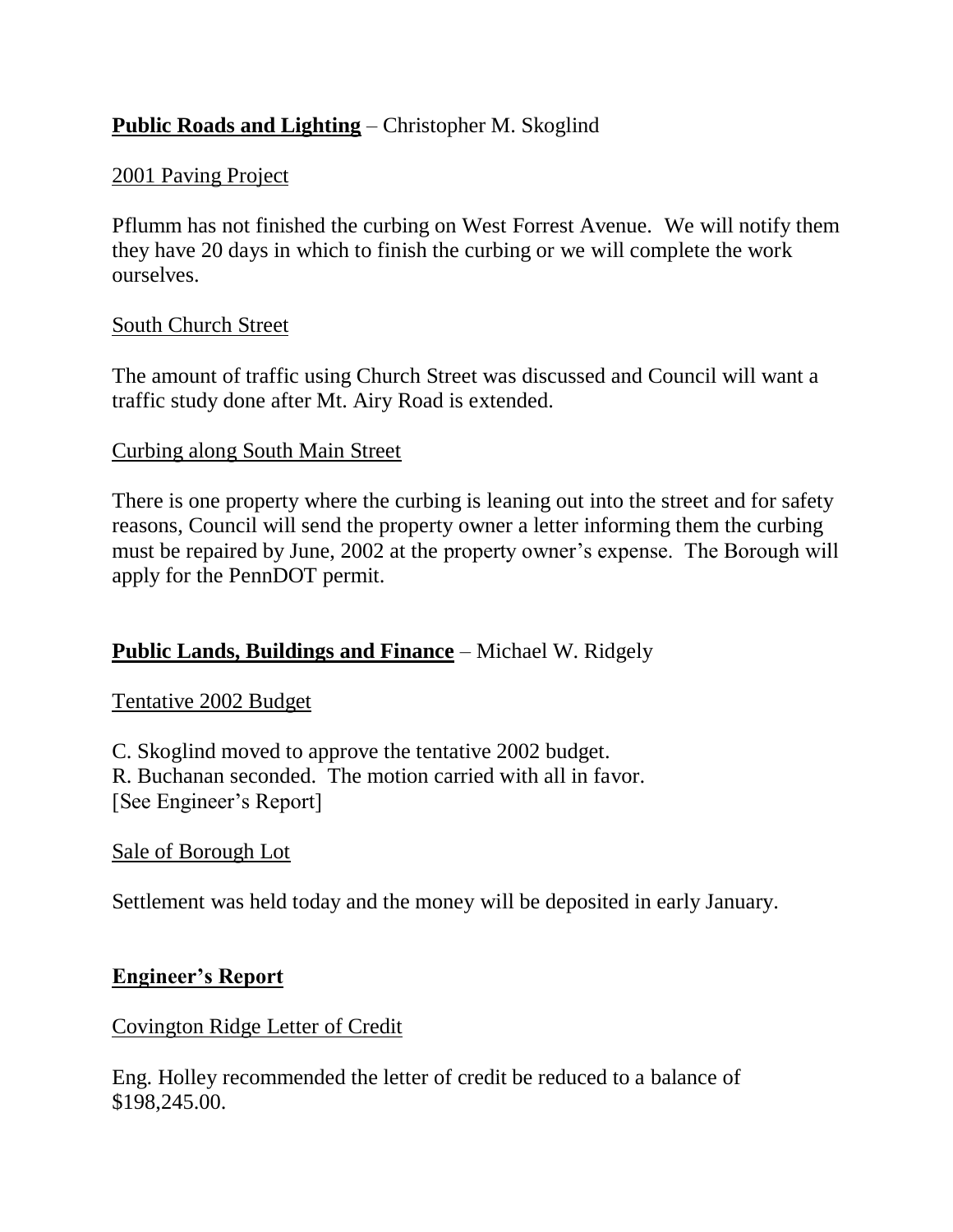**Public Roads and Lighting** – Christopher M. Skoglind

2001 Paving Project

Pflumm has not finished the curbing on West Forrest Avenue. We will notify them they have 20 days in which to finish the curbing or we will complete the work ourselves.

South Church Street

The amount of traffic using Church Street was discussed and Council will want a traffic study done after Mt. Airy Road is extended.

Curbing along South Main Street

There is one property where the curbing is leaning out into the street and for safety reasons, Council will send the property owner a letter informing them the curbing must be repaired by June, 2002 at the property owner's expense. The Borough will apply for the PennDOT permit.

**Public Lands, Buildings and Finance** – Michael W. Ridgely

Tentative 2002 Budget

C. Skoglind moved to approve the tentative 2002 budget.
R. Buchanan seconded. The motion carried with all in favor.
[See Engineer's Report]

Sale of Borough Lot

Settlement was held today and the money will be deposited in early January.

**Engineer's Report**

Covington Ridge Letter of Credit

Eng. Holley recommended the letter of credit be reduced to a balance of $198,245.00.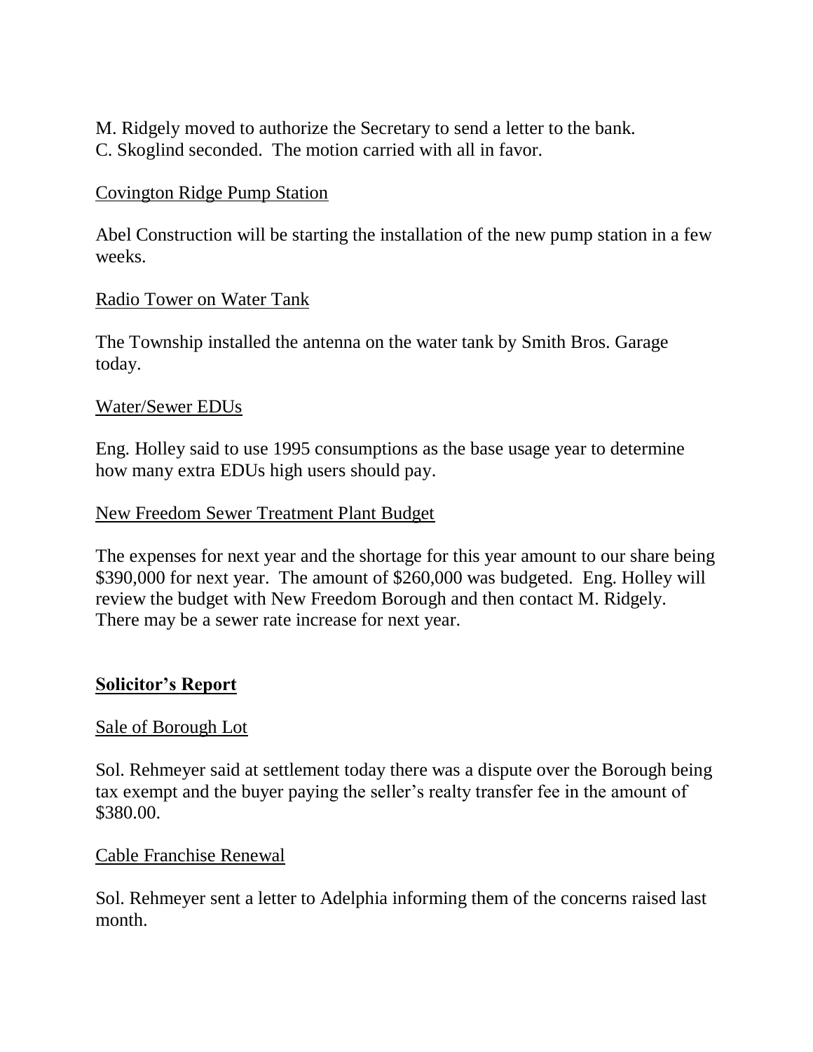M. Ridgely moved to authorize the Secretary to send a letter to the bank.
C. Skoglind seconded. The motion carried with all in favor.

Covington Ridge Pump Station

Abel Construction will be starting the installation of the new pump station in a few weeks.

Radio Tower on Water Tank

The Township installed the antenna on the water tank by Smith Bros. Garage today.

Water/Sewer EDUs

Eng. Holley said to use 1995 consumptions as the base usage year to determine how many extra EDUs high users should pay.

New Freedom Sewer Treatment Plant Budget

The expenses for next year and the shortage for this year amount to our share being $390,000 for next year. The amount of $260,000 was budgeted. Eng. Holley will review the budget with New Freedom Borough and then contact M. Ridgely. There may be a sewer rate increase for next year.

## Solicitor's Report

Sale of Borough Lot

Sol. Rehmeyer said at settlement today there was a dispute over the Borough being tax exempt and the buyer paying the seller's realty transfer fee in the amount of $380.00.

Cable Franchise Renewal

Sol. Rehmeyer sent a letter to Adelphia informing them of the concerns raised last month.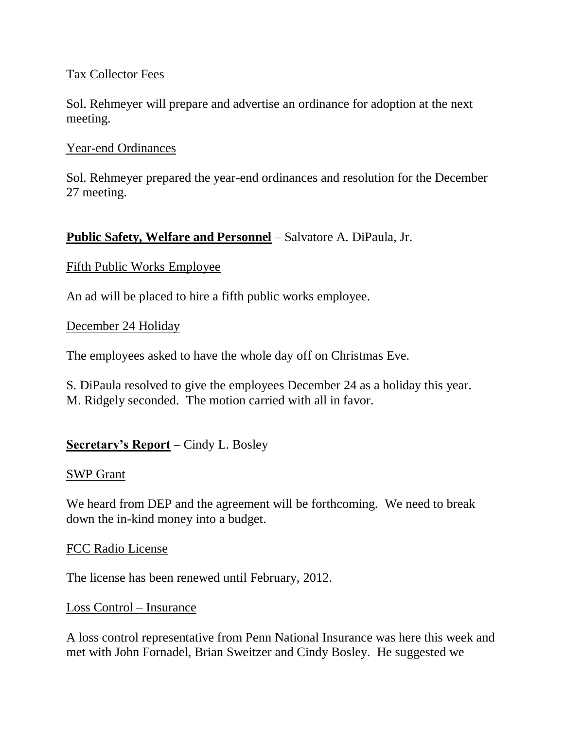Tax Collector Fees

Sol. Rehmeyer will prepare and advertise an ordinance for adoption at the next meeting.

Year-end Ordinances

Sol. Rehmeyer prepared the year-end ordinances and resolution for the December 27 meeting.

**Public Safety, Welfare and Personnel** – Salvatore A. DiPaula, Jr.

Fifth Public Works Employee

An ad will be placed to hire a fifth public works employee.

December 24 Holiday

The employees asked to have the whole day off on Christmas Eve.

S. DiPaula resolved to give the employees December 24 as a holiday this year. M. Ridgely seconded. The motion carried with all in favor.

**Secretary's Report** – Cindy L. Bosley

SWP Grant

We heard from DEP and the agreement will be forthcoming. We need to break down the in-kind money into a budget.

FCC Radio License

The license has been renewed until February, 2012.

Loss Control – Insurance

A loss control representative from Penn National Insurance was here this week and met with John Fornadel, Brian Sweitzer and Cindy Bosley. He suggested we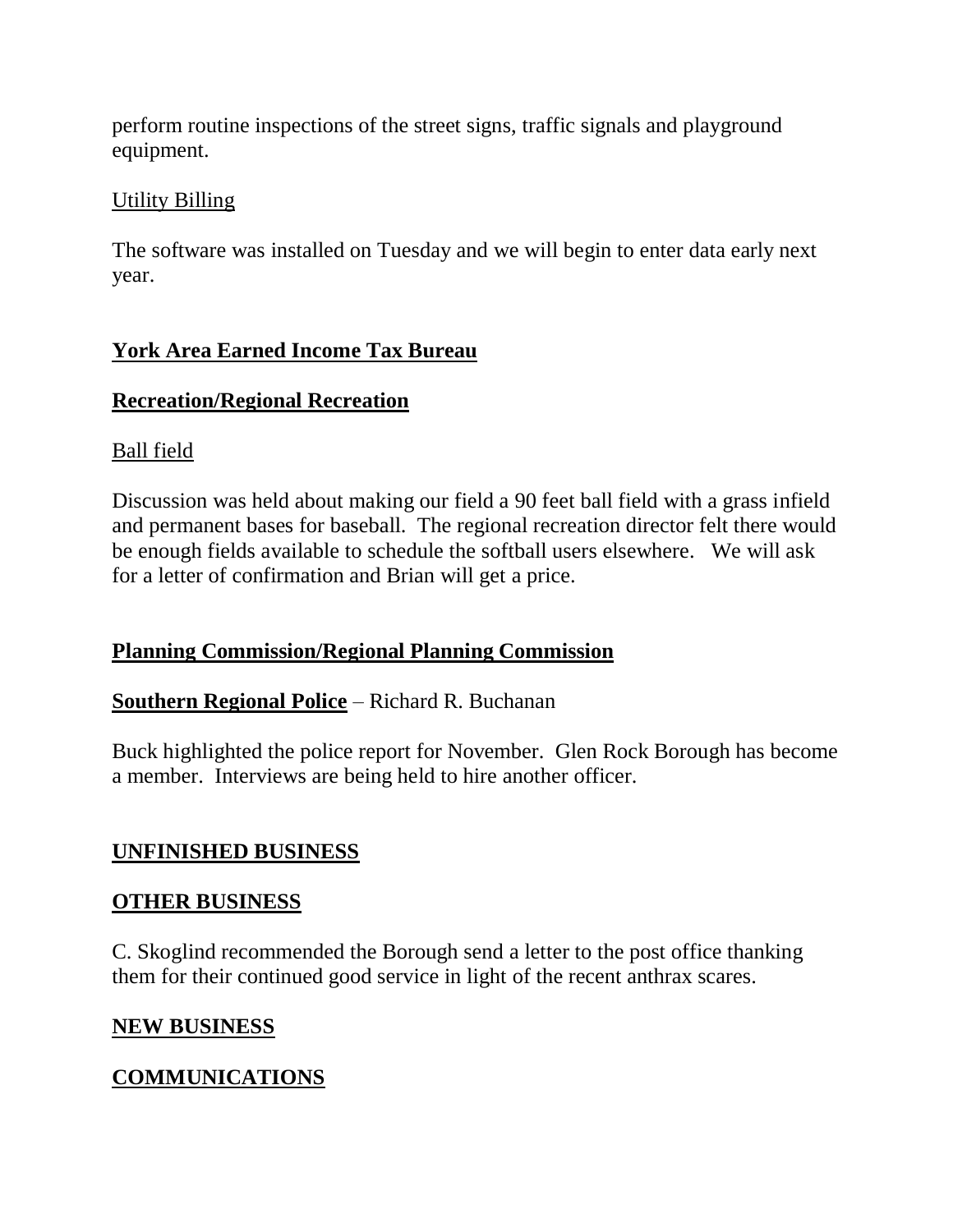perform routine inspections of the street signs, traffic signals and playground equipment.

Utility Billing

The software was installed on Tuesday and we will begin to enter data early next year.

**York Area Earned Income Tax Bureau**

**Recreation/Regional Recreation**

Ball field

Discussion was held about making our field a 90 feet ball field with a grass infield and permanent bases for baseball. The regional recreation director felt there would be enough fields available to schedule the softball users elsewhere. We will ask for a letter of confirmation and Brian will get a price.

**Planning Commission/Regional Planning Commission**

**Southern Regional Police** – Richard R. Buchanan

Buck highlighted the police report for November. Glen Rock Borough has become a member. Interviews are being held to hire another officer.

**UNFINISHED BUSINESS**

**OTHER BUSINESS**

C. Skoglind recommended the Borough send a letter to the post office thanking them for their continued good service in light of the recent anthrax scares.

**NEW BUSINESS**

**COMMUNICATIONS**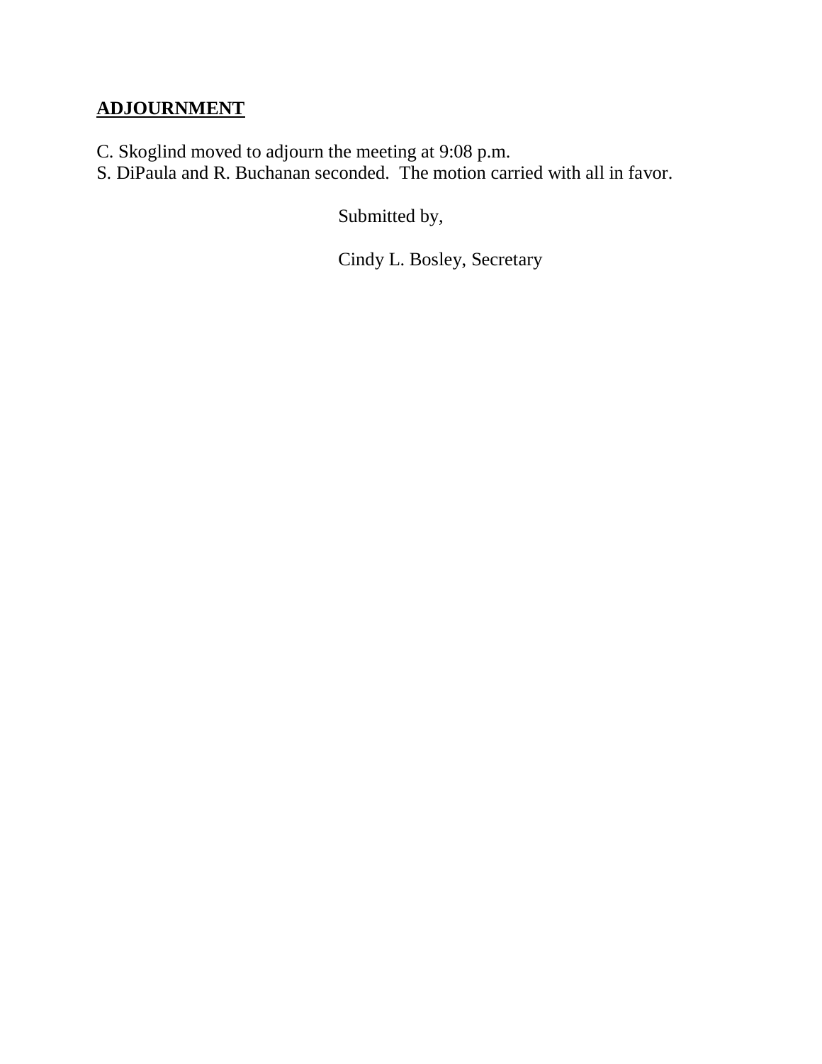**ADJOURNMENT**

C. Skoglind moved to adjourn the meeting at 9:08 p.m.
S. DiPaula and R. Buchanan seconded. The motion carried with all in favor.

Submitted by,

Cindy L. Bosley, Secretary